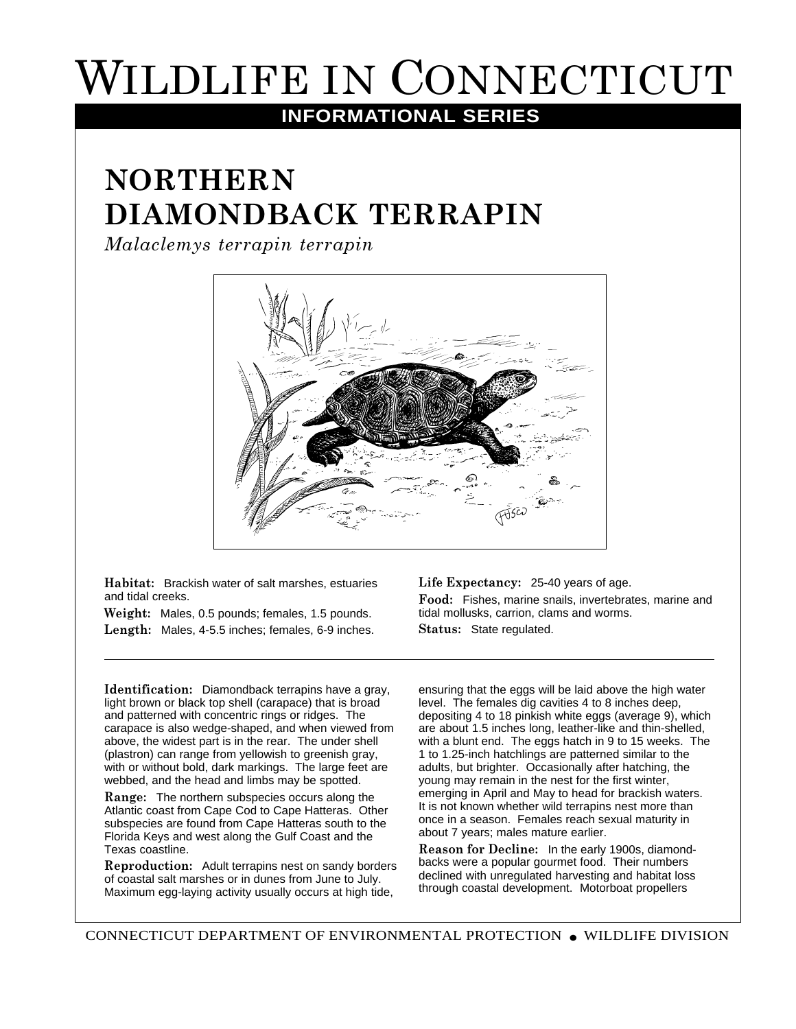# Wildlife in Connecticut

**INFORMATIONAL SERIES**

## NORTHERN DIAMONDBACK TERRAPIN

*Malaclemys terrapin terrapin*

**Habitat:** Brackish water of salt marshes, estuaries and tidal creeks.

**Weight:** Males, 0.5 pounds; females, 1.5 pounds.

**Length:** Males, 4-5.5 inches; females, 6-9 inches.

**Life Expectancy:** 25-40 years of age.

**Food:** Fishes, marine snails, invertebrates, marine and tidal mollusks, carrion, clams and worms.

**Status:** State regulated.

---

**Identification:** Diamondback terrapins have a gray, light brown or black top shell (carapace) that is broad and patterned with concentric rings or ridges. The carapace is also wedge-shaped, and when viewed from above, the widest part is in the rear. The under shell (plastron) can range from yellowish to greenish gray, with or without bold, dark markings. The large feet are webbed, and the head and limbs may be spotted.

**Range:** The northern subspecies occurs along the Atlantic coast from Cape Cod to Cape Hatteras. Other subspecies are found from Cape Hatteras south to the Florida Keys and west along the Gulf Coast and the Texas coastline.

**Reproduction:** Adult terrapins nest on sandy borders of coastal salt marshes or in dunes from June to July. Maximum egg-laying activity usually occurs at high tide, ensuring that the eggs will be laid above the high water level. The females dig cavities 4 to 8 inches deep, depositing 4 to 18 pinkish white eggs (average 9), which are about 1.5 inches long, leather-like and thin-shelled, with a blunt end. The eggs hatch in 9 to 15 weeks. The 1 to 1.25-inch hatchlings are patterned similar to the adults, but brighter. Occasionally after hatching, the young may remain in the nest for the first winter, emerging in April and May to head for brackish waters. It is not known whether wild terrapins nest more than once in a season. Females reach sexual maturity in about 7 years; males mature earlier.

**Reason for Decline:** In the early 1900s, diamondbacks were a popular gourmet food. Their numbers declined with unregulated harvesting and habitat loss through coastal development. Motorboat propellers

CONNECTICUT DEPARTMENT OF ENVIRONMENTAL PROTECTION • WILDLIFE DIVISION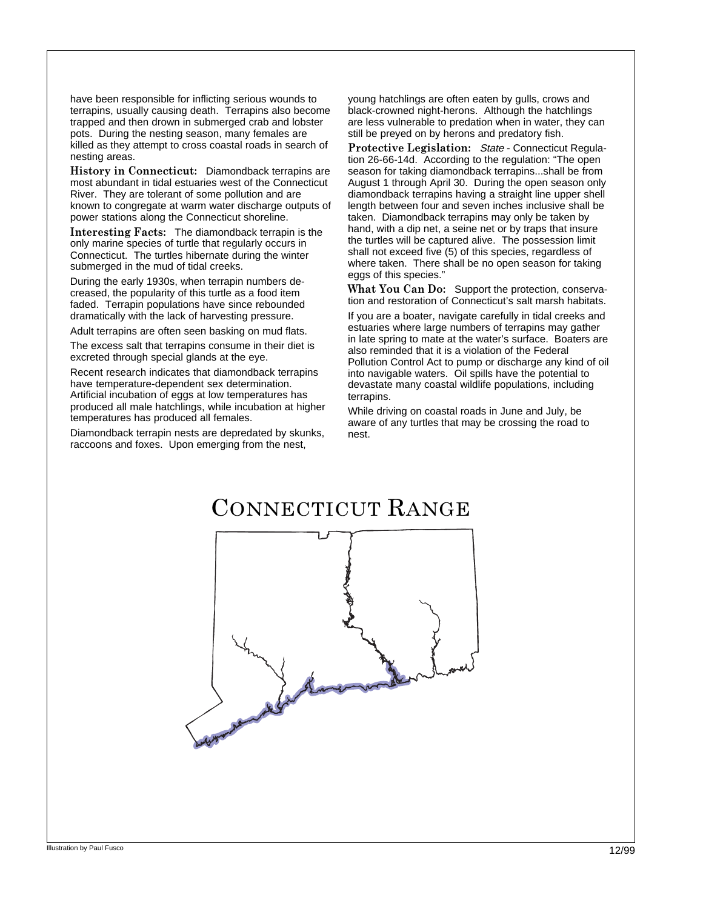have been responsible for inflicting serious wounds to terrapins, usually causing death. Terrapins also become trapped and then drown in submerged crab and lobster pots. During the nesting season, many females are killed as they attempt to cross coastal roads in search of nesting areas.

**History in Connecticut:** Diamondback terrapins are most abundant in tidal estuaries west of the Connecticut River. They are tolerant of some pollution and are known to congregate at warm water discharge outputs of power stations along the Connecticut shoreline.

**Interesting Facts:** The diamondback terrapin is the only marine species of turtle that regularly occurs in Connecticut. The turtles hibernate during the winter submerged in the mud of tidal creeks.

During the early 1930s, when terrapin numbers decreased, the popularity of this turtle as a food item faded. Terrapin populations have since rebounded dramatically with the lack of harvesting pressure.

Adult terrapins are often seen basking on mud flats.

The excess salt that terrapins consume in their diet is excreted through special glands at the eye.

Recent research indicates that diamondback terrapins have temperature-dependent sex determination. Artificial incubation of eggs at low temperatures has produced all male hatchlings, while incubation at higher temperatures has produced all females.

Diamondback terrapin nests are depredated by skunks, raccoons and foxes. Upon emerging from the nest, young hatchlings are often eaten by gulls, crows and black-crowned night-herons. Although the hatchlings are less vulnerable to predation when in water, they can still be preyed on by herons and predatory fish.

**Protective Legislation:** *State* - Connecticut Regulation 26-66-14d. According to the regulation: "The open season for taking diamondback terrapins...shall be from August 1 through April 30. During the open season only diamondback terrapins having a straight line upper shell length between four and seven inches inclusive shall be taken. Diamondback terrapins may only be taken by hand, with a dip net, a seine net or by traps that insure the turtles will be captured alive. The possession limit shall not exceed five (5) of this species, regardless of where taken. There shall be no open season for taking eggs of this species."

**What You Can Do:** Support the protection, conservation and restoration of Connecticut's salt marsh habitats.

If you are a boater, navigate carefully in tidal creeks and estuaries where large numbers of terrapins may gather in late spring to mate at the water's surface. Boaters are also reminded that it is a violation of the Federal Pollution Control Act to pump or discharge any kind of oil into navigable waters. Oil spills have the potential to devastate many coastal wildlife populations, including terrapins.

While driving on coastal roads in June and July, be aware of any turtles that may be crossing the road to nest.

## Connecticut Range

Illustration by Paul Fusco

12/99